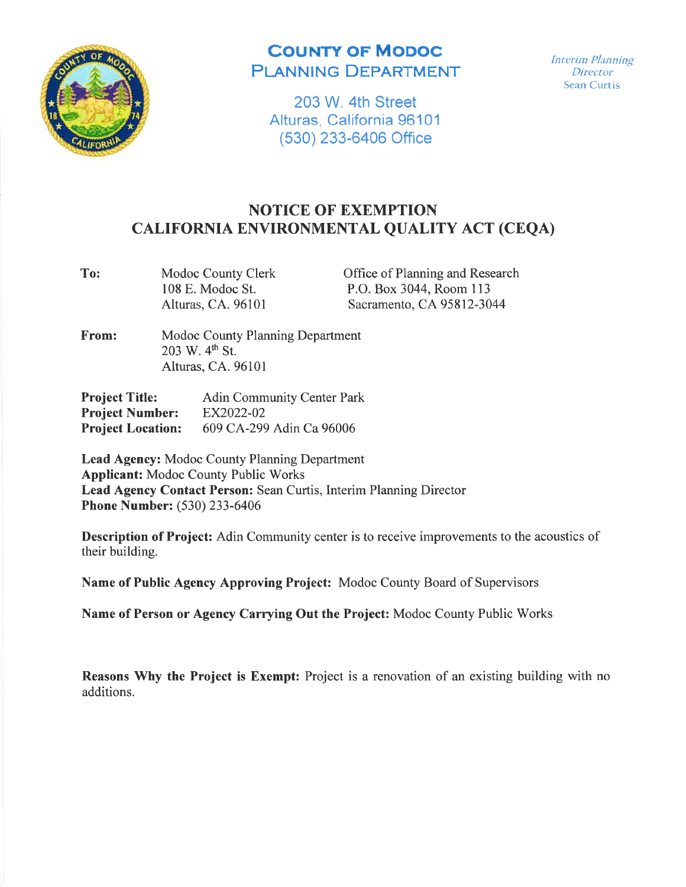# COUNTY OF MODOC
## PLANNING DEPARTMENT

203 W. 4th Street
Alturas, California 96101
(530) 233-6406 Office

*Interim Planning Director*
Sean Curtis

## NOTICE OF EXEMPTION
## CALIFORNIA ENVIRONMENTAL QUALITY ACT (CEQA)

**To:**

Modoc County Clerk
108 E. Modoc St.
Alturas, CA. 96101

Office of Planning and Research
P.O. Box 3044, Room 113
Sacramento, CA 95812-3044

**From:**

Modoc County Planning Department
203 W. 4th St.
Alturas, CA. 96101

**Project Title:** Adin Community Center Park
**Project Number:** EX2022-02
**Project Location:** 609 CA-299 Adin Ca 96006

**Lead Agency:** Modoc County Planning Department
**Applicant:** Modoc County Public Works
**Lead Agency Contact Person:** Sean Curtis, Interim Planning Director
**Phone Number:** (530) 233-6406

**Description of Project:** Adin Community center is to receive improvements to the acoustics of their building.

**Name of Public Agency Approving Project:** Modoc County Board of Supervisors

**Name of Person or Agency Carrying Out the Project:** Modoc County Public Works

**Reasons Why the Project is Exempt:** Project is a renovation of an existing building with no additions.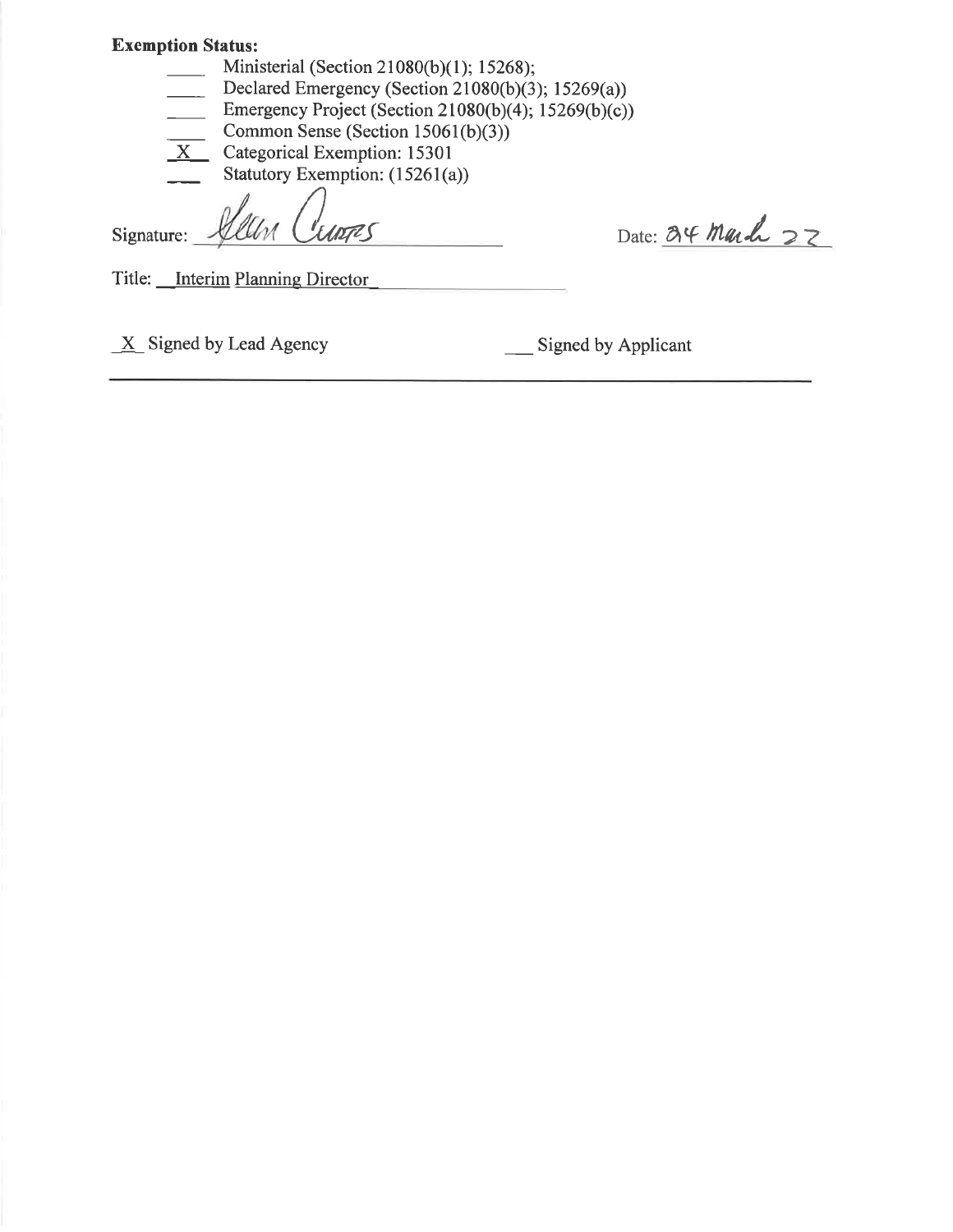**Exemption Status:**

____ Ministerial (Section 21080(b)(1); 15268);
____ Declared Emergency (Section 21080(b)(3); 15269(a))
____ Emergency Project (Section 21080(b)(4); 15269(b)(c))
____ Common Sense (Section 15061(b)(3))
_X_ Categorical Exemption: 15301
___ Statutory Exemption: (15261(a))

Signature: Ellen Curtis                Date: 24 March 22

Title: Interim Planning Director

_X_ Signed by Lead Agency                ___ Signed by Applicant